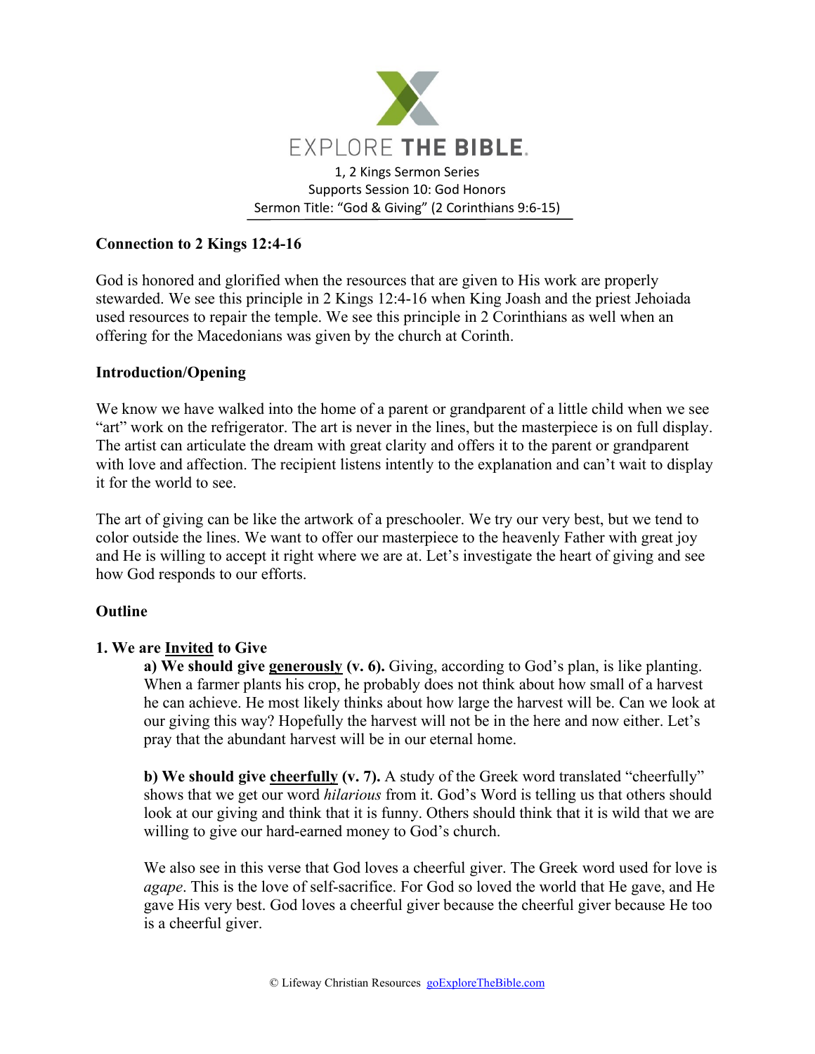EXPLORE THE BIBLE.

1, 2 Kings Sermon Series
Supports Session 10: God Honors
Sermon Title: "God & Giving" (2 Corinthians 9:6-15)

**Connection to 2 Kings 12:4-16**

God is honored and glorified when the resources that are given to His work are properly stewarded. We see this principle in 2 Kings 12:4-16 when King Joash and the priest Jehoiada used resources to repair the temple. We see this principle in 2 Corinthians as well when an offering for the Macedonians was given by the church at Corinth.

**Introduction/Opening**

We know we have walked into the home of a parent or grandparent of a little child when we see "art" work on the refrigerator. The art is never in the lines, but the masterpiece is on full display. The artist can articulate the dream with great clarity and offers it to the parent or grandparent with love and affection. The recipient listens intently to the explanation and can't wait to display it for the world to see.

The art of giving can be like the artwork of a preschooler. We try our very best, but we tend to color outside the lines. We want to offer our masterpiece to the heavenly Father with great joy and He is willing to accept it right where we are at. Let's investigate the heart of giving and see how God responds to our efforts.

**Outline**

**1. We are <u>Invited</u> to Give**

**a) We should give <u>generously</u> (v. 6).** Giving, according to God's plan, is like planting. When a farmer plants his crop, he probably does not think about how small of a harvest he can achieve. He most likely thinks about how large the harvest will be. Can we look at our giving this way? Hopefully the harvest will not be in the here and now either. Let's pray that the abundant harvest will be in our eternal home.

**b) We should give <u>cheerfully</u> (v. 7).** A study of the Greek word translated "cheerfully" shows that we get our word *hilarious* from it. God's Word is telling us that others should look at our giving and think that it is funny. Others should think that it is wild that we are willing to give our hard-earned money to God's church.

We also see in this verse that God loves a cheerful giver. The Greek word used for love is *agape*. This is the love of self-sacrifice. For God so loved the world that He gave, and He gave His very best. God loves a cheerful giver because the cheerful giver because He too is a cheerful giver.

© Lifeway Christian Resources goExploreTheBible.com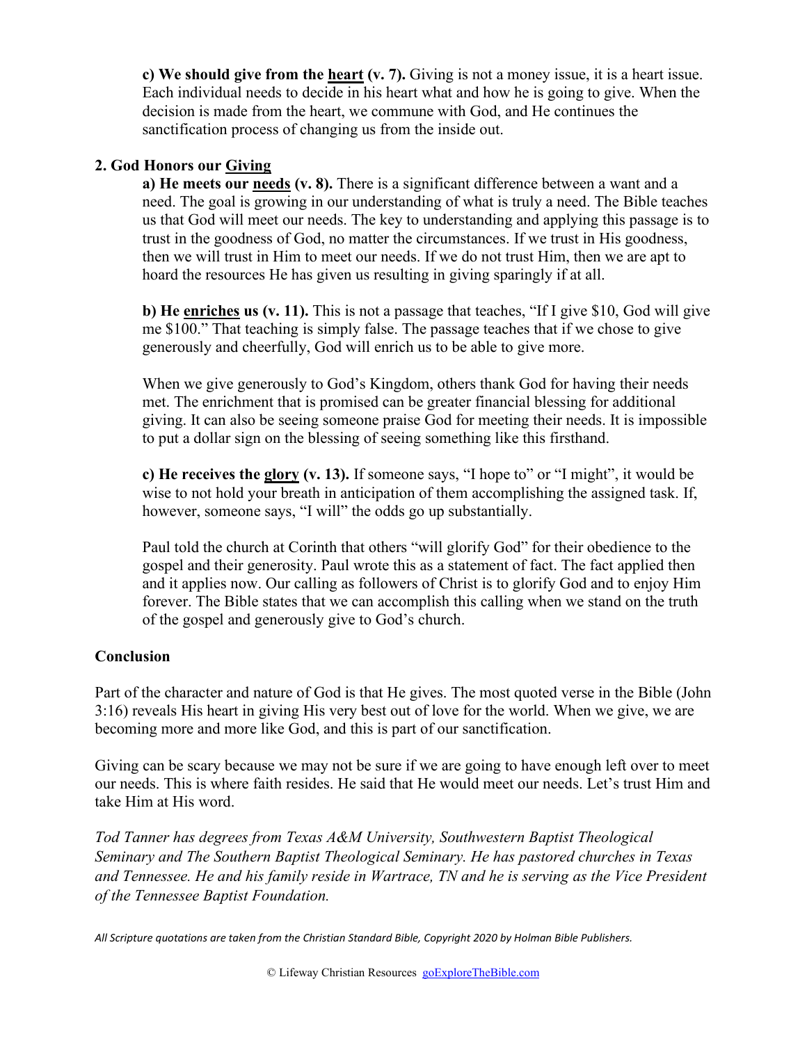**c) We should give from the <u>heart</u> (v. 7).** Giving is not a money issue, it is a heart issue. Each individual needs to decide in his heart what and how he is going to give. When the decision is made from the heart, we commune with God, and He continues the sanctification process of changing us from the inside out.

**2. God Honors our <u>Giving</u>**

**a) He meets our <u>needs</u> (v. 8).** There is a significant difference between a want and a need. The goal is growing in our understanding of what is truly a need. The Bible teaches us that God will meet our needs. The key to understanding and applying this passage is to trust in the goodness of God, no matter the circumstances. If we trust in His goodness, then we will trust in Him to meet our needs. If we do not trust Him, then we are apt to hoard the resources He has given us resulting in giving sparingly if at all.

**b) He <u>enriches</u> us (v. 11).** This is not a passage that teaches, "If I give $10, God will give me $100." That teaching is simply false. The passage teaches that if we chose to give generously and cheerfully, God will enrich us to be able to give more.

When we give generously to God's Kingdom, others thank God for having their needs met. The enrichment that is promised can be greater financial blessing for additional giving. It can also be seeing someone praise God for meeting their needs. It is impossible to put a dollar sign on the blessing of seeing something like this firsthand.

**c) He receives the <u>glory</u> (v. 13).** If someone says, "I hope to" or "I might", it would be wise to not hold your breath in anticipation of them accomplishing the assigned task. If, however, someone says, "I will" the odds go up substantially.

Paul told the church at Corinth that others "will glorify God" for their obedience to the gospel and their generosity. Paul wrote this as a statement of fact. The fact applied then and it applies now. Our calling as followers of Christ is to glorify God and to enjoy Him forever. The Bible states that we can accomplish this calling when we stand on the truth of the gospel and generously give to God's church.

**Conclusion**

Part of the character and nature of God is that He gives. The most quoted verse in the Bible (John 3:16) reveals His heart in giving His very best out of love for the world. When we give, we are becoming more and more like God, and this is part of our sanctification.

Giving can be scary because we may not be sure if we are going to have enough left over to meet our needs. This is where faith resides. He said that He would meet our needs. Let's trust Him and take Him at His word.

*Tod Tanner has degrees from Texas A&M University, Southwestern Baptist Theological Seminary and The Southern Baptist Theological Seminary. He has pastored churches in Texas and Tennessee. He and his family reside in Wartrace, TN and he is serving as the Vice President of the Tennessee Baptist Foundation.*

*All Scripture quotations are taken from the Christian Standard Bible, Copyright 2020 by Holman Bible Publishers.*

© Lifeway Christian Resources goExploreTheBible.com